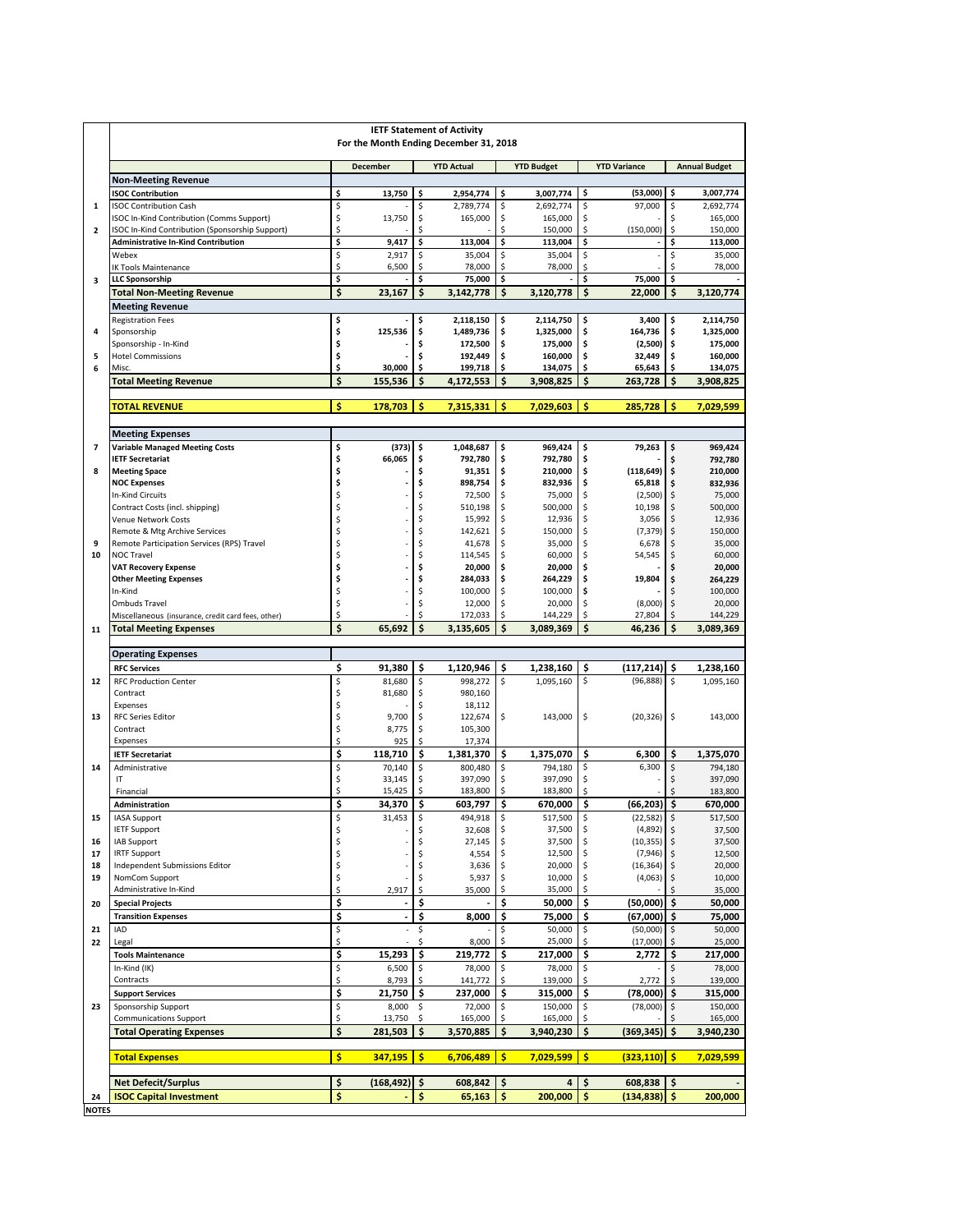# IETF Statement of Activity

## For the Month Ending December 31, 2018

| | | December | YTD Actual | YTD Budget | YTD Variance | Annual Budget |
|---|---|---|---|---|---|---|
| | **Non-Meeting Revenue** | | | | | |
| | **ISOC Contribution** | **$ 13,750** | **$ 2,954,774** | **$ 3,007,774** | **$ (53,000)** | **$ 3,007,774** |
| 1 | ISOC Contribution Cash | $ - | $ 2,789,774 | $ 2,692,774 | $ 97,000 | $ 2,692,774 |
| | ISOC In-Kind Contribution (Comms Support) | $ 13,750 | $ 165,000 | $ 165,000 | $ - | $ 165,000 |
| 2 | ISOC In-Kind Contribution (Sponsorship Support) | $ - | $ - | $ 150,000 | $ (150,000) | $ 150,000 |
| | **Administrative In-Kind Contribution** | **$ 9,417** | **$ 113,004** | **$ 113,004** | **$ -** | **$ 113,000** |
| | Webex | $ 2,917 | $ 35,004 | $ 35,004 | $ - | $ 35,000 |
| | IK Tools Maintenance | $ 6,500 | $ 78,000 | $ 78,000 | $ - | $ 78,000 |
| 3 | **LLC Sponsorship** | **$ -** | **$ 75,000** | **$ -** | **$ 75,000** | **$ -** |
| | **Total Non-Meeting Revenue** | **$ 23,167** | **$ 3,142,778** | **$ 3,120,778** | **$ 22,000** | **$ 3,120,774** |
| | **Meeting Revenue** | | | | | |
| | Registration Fees | **$ -** | **$ 2,118,150** | **$ 2,114,750** | **$ 3,400** | **$ 2,114,750** |
| 4 | Sponsorship | **$ 125,536** | **$ 1,489,736** | **$ 1,325,000** | **$ 164,736** | **$ 1,325,000** |
| | Sponsorship - In-Kind | **$ -** | **$ 172,500** | **$ 175,000** | **$ (2,500)** | **$ 175,000** |
| 5 | Hotel Commissions | **$ -** | **$ 192,449** | **$ 160,000** | **$ 32,449** | **$ 160,000** |
| 6 | Misc. | **$ 30,000** | **$ 199,718** | **$ 134,075** | **$ 65,643** | **$ 134,075** |
| | **Total Meeting Revenue** | **$ 155,536** | **$ 4,172,553** | **$ 3,908,825** | **$ 263,728** | **$ 3,908,825** |
| | **TOTAL REVENUE** | **$ 178,703** | **$ 7,315,331** | **$ 7,029,603** | **$ 285,728** | **$ 7,029,599** |
| | **Meeting Expenses** | | | | | |
| 7 | **Variable Managed Meeting Costs** | **$ (373)** | **$ 1,048,687** | **$ 969,424** | **$ 79,263** | **$ 969,424** |
| | **IETF Secretariat** | **$ 66,065** | **$ 792,780** | **$ 792,780** | **$ -** | **$ 792,780** |
| 8 | **Meeting Space** | **$ -** | **$ 91,351** | **$ 210,000** | **$ (118,649)** | **$ 210,000** |
| | **NOC Expenses** | **$ -** | **$ 898,754** | **$ 832,936** | **$ 65,818** | **$ 832,936** |
| | In-Kind Circuits | $ - | $ 72,500 | $ 75,000 | $ (2,500) | $ 75,000 |
| | Contract Costs (incl. shipping) | $ - | $ 510,198 | $ 500,000 | $ 10,198 | $ 500,000 |
| | Venue Network Costs | $ - | $ 15,992 | $ 12,936 | $ 3,056 | $ 12,936 |
| | Remote & Mtg Archive Services | $ - | $ 142,621 | $ 150,000 | $ (7,379) | $ 150,000 |
| 9 | Remote Participation Services (RPS) Travel | $ - | $ 41,678 | $ 35,000 | $ 6,678 | $ 35,000 |
| 10 | NOC Travel | $ - | $ 114,545 | $ 60,000 | $ 54,545 | $ 60,000 |
| | **VAT Recovery Expense** | **$ -** | **$ 20,000** | **$ 20,000** | **$ -** | **$ 20,000** |
| | **Other Meeting Expenses** | **$ -** | **$ 284,033** | **$ 264,229** | **$ 19,804** | **$ 264,229** |
| | In-Kind | $ - | $ 100,000 | $ 100,000 | $ - | $ 100,000 |
| | Ombuds Travel | $ - | $ 12,000 | $ 20,000 | $ (8,000) | $ 20,000 |
| | Miscellaneous (insurance, credit card fees, other) | $ - | $ 172,033 | $ 144,229 | $ 27,804 | $ 144,229 |
| 11 | **Total Meeting Expenses** | **$ 65,692** | **$ 3,135,605** | **$ 3,089,369** | **$ 46,236** | **$ 3,089,369** |
| | **Operating Expenses** | | | | | |
| | **RFC Services** | **$ 91,380** | **$ 1,120,946** | **$ 1,238,160** | **$ (117,214)** | **$ 1,238,160** |
| 12 | RFC Production Center | $ 81,680 | $ 998,272 | $ 1,095,160 | $ (96,888) | $ 1,095,160 |
| | Contract | $ 81,680 | $ 980,160 | | | |
| | Expenses | $ - | $ 18,112 | | | |
| 13 | RFC Series Editor | $ 9,700 | $ 122,674 | $ 143,000 | $ (20,326) | $ 143,000 |
| | Contract | $ 8,775 | $ 105,300 | | | |
| | Expenses | $ 925 | $ 17,374 | | | |
| | **IETF Secretariat** | **$ 118,710** | **$ 1,381,370** | **$ 1,375,070** | **$ 6,300** | **$ 1,375,070** |
| 14 | Administrative | $ 70,140 | $ 800,480 | $ 794,180 | $ 6,300 | $ 794,180 |
| | IT | $ 33,145 | $ 397,090 | $ 397,090 | $ - | $ 397,090 |
| | Financial | $ 15,425 | $ 183,800 | $ 183,800 | $ - | $ 183,800 |
| | **Administration** | **$ 34,370** | **$ 603,797** | **$ 670,000** | **$ (66,203)** | **$ 670,000** |
| 15 | IASA Support | $ 31,453 | $ 494,918 | $ 517,500 | $ (22,582) | $ 517,500 |
| | IETF Support | $ - | $ 32,608 | $ 37,500 | $ (4,892) | $ 37,500 |
| 16 | IAB Support | $ - | $ 27,145 | $ 37,500 | $ (10,355) | $ 37,500 |
| 17 | IRTF Support | $ - | $ 4,554 | $ 12,500 | $ (7,946) | $ 12,500 |
| 18 | Independent Submissions Editor | $ - | $ 3,636 | $ 20,000 | $ (16,364) | $ 20,000 |
| 19 | NomCom Support | $ - | $ 5,937 | $ 10,000 | $ (4,063) | $ 10,000 |
| | Administrative In-Kind | $ 2,917 | $ 35,000 | $ 35,000 | $ - | $ 35,000 |
| 20 | **Special Projects** | **$ -** | **$ -** | **$ 50,000** | **$ (50,000)** | **$ 50,000** |
| | **Transition Expenses** | **$ -** | **$ 8,000** | **$ 75,000** | **$ (67,000)** | **$ 75,000** |
| 21 | IAD | $ - | $ - | $ 50,000 | $ (50,000) | $ 50,000 |
| 22 | Legal | $ - | $ 8,000 | $ 25,000 | $ (17,000) | $ 25,000 |
| | **Tools Maintenance** | **$ 15,293** | **$ 219,772** | **$ 217,000** | **$ 2,772** | **$ 217,000** |
| | In-Kind (IK) | $ 6,500 | $ 78,000 | $ 78,000 | $ - | $ 78,000 |
| | Contracts | $ 8,793 | $ 141,772 | $ 139,000 | $ 2,772 | $ 139,000 |
| | **Support Services** | **$ 21,750** | **$ 237,000** | **$ 315,000** | **$ (78,000)** | **$ 315,000** |
| 23 | Sponsorship Support | $ 8,000 | $ 72,000 | $ 150,000 | $ (78,000) | $ 150,000 |
| | Communications Support | $ 13,750 | $ 165,000 | $ 165,000 | $ - | $ 165,000 |
| | **Total Operating Expenses** | **$ 281,503** | **$ 3,570,885** | **$ 3,940,230** | **$ (369,345)** | **$ 3,940,230** |
| | **Total Expenses** | **$ 347,195** | **$ 6,706,489** | **$ 7,029,599** | **$ (323,110)** | **$ 7,029,599** |
| | **Net Defecit/Surplus** | **$ (168,492)** | **$ 608,842** | **$ 4** | **$ 608,838** | **$ -** |
| 24 | **ISOC Capital Investment** | **$ -** | **$ 65,163** | **$ 200,000** | **$ (134,838)** | **$ 200,000** |

**NOTES**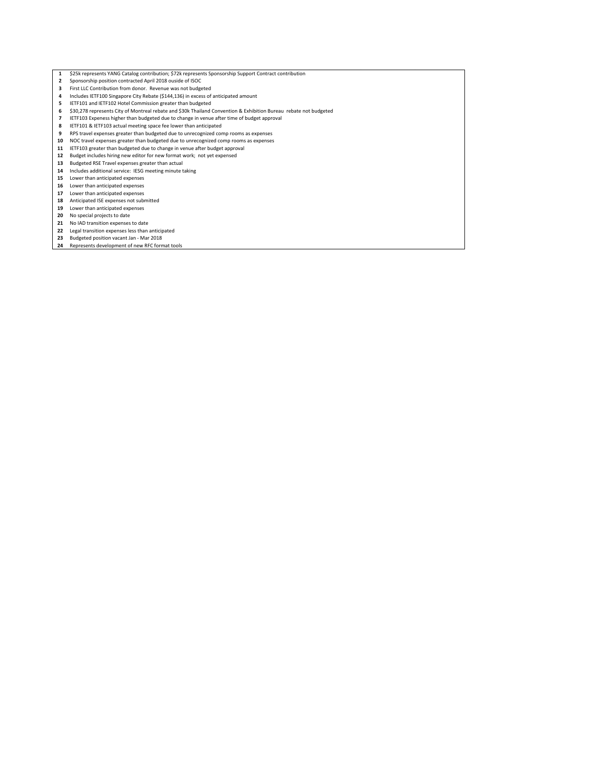| | |
|---|---|
| **1** | $25k represents YANG Catalog contribution; $72k represents Sponsorship Support Contract contribution |
| **2** | Sponsorship position contracted April 2018 ouside of ISOC |
| **3** | First LLC Contribution from donor. Revenue was not budgeted |
| **4** | Includes IETF100 Singapore City Rebate ($144,136) in excess of anticipated amount |
| **5** | IETF101 and IETF102 Hotel Commission greater than budgeted |
| **6** | $30,278 represents City of Montreal rebate and $30k Thailand Convention & Exhibition Bureau rebate not budgeted |
| **7** | IETF103 Expeness higher than budgeted due to change in venue after time of budget approval |
| **8** | IETF101 & IETF103 actual meeting space fee lower than anticipated |
| **9** | RPS travel expenses greater than budgeted due to unrecognized comp rooms as expenses |
| **10** | NOC travel expenses greater than budgeted due to unrecognized comp rooms as expenses |
| **11** | IETF103 greater than budgeted due to change in venue after budget approval |
| **12** | Budget includes hiring new editor for new format work; not yet expensed |
| **13** | Budgeted RSE Travel expenses greater than actual |
| **14** | Includes additional service: IESG meeting minute taking |
| **15** | Lower than anticipated expenses |
| **16** | Lower than anticipated expenses |
| **17** | Lower than anticipated expenses |
| **18** | Anticipated ISE expenses not submitted |
| **19** | Lower than anticipated expenses |
| **20** | No special projects to date |
| **21** | No IAD transition expenses to date |
| **22** | Legal transition expenses less than anticipated |
| **23** | Budgeted position vacant Jan - Mar 2018 |
| **24** | Represents development of new RFC format tools |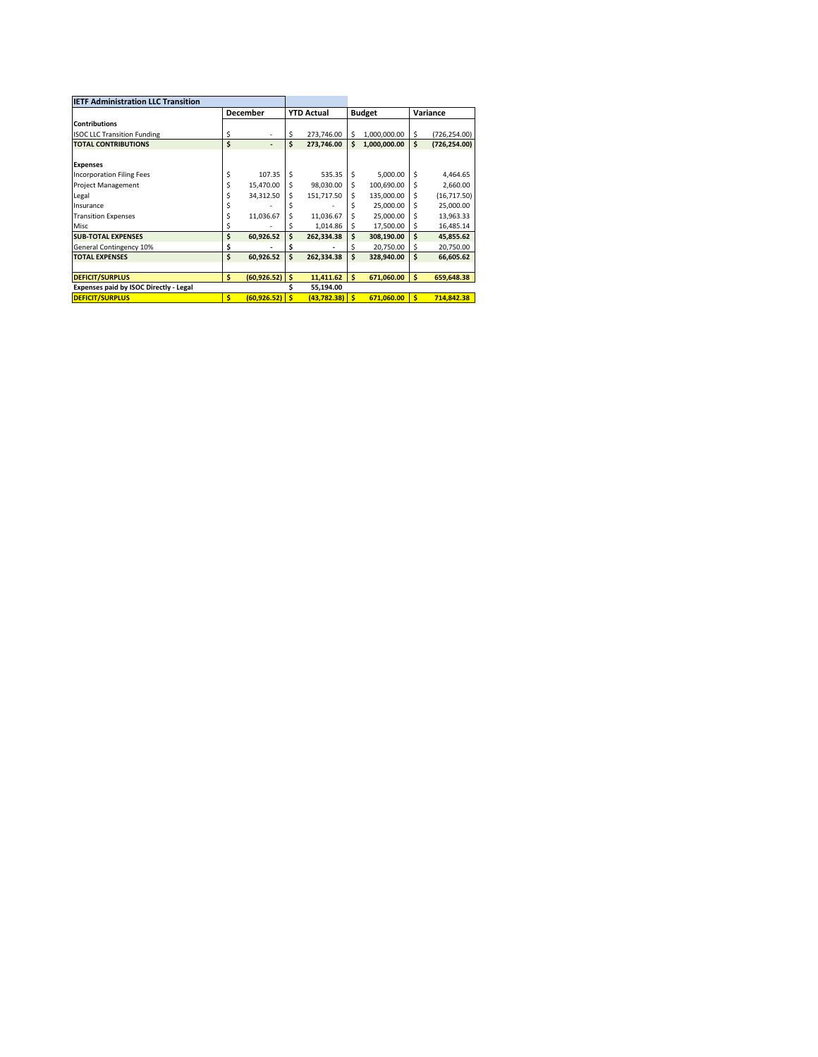| IETF Administration LLC Transition | December | YTD Actual | Budget | Variance |
|---|---|---|---|---|
| **Contributions** | | | | |
| ISOC LLC Transition Funding | $ - | $ 273,746.00 | $ 1,000,000.00 | $ (726,254.00) |
| **TOTAL CONTRIBUTIONS** | **$ -** | **$ 273,746.00** | **$ 1,000,000.00** | **$ (726,254.00)** |
| | | | | |
| **Expenses** | | | | |
| Incorporation Filing Fees | $ 107.35 | $ 535.35 | $ 5,000.00 | $ 4,464.65 |
| Project Management | $ 15,470.00 | $ 98,030.00 | $ 100,690.00 | $ 2,660.00 |
| Legal | $ 34,312.50 | $ 151,717.50 | $ 135,000.00 | $ (16,717.50) |
| Insurance | $ - | $ - | $ 25,000.00 | $ 25,000.00 |
| Transition Expenses | $ 11,036.67 | $ 11,036.67 | $ 25,000.00 | $ 13,963.33 |
| Misc | $ - | $ 1,014.86 | $ 17,500.00 | $ 16,485.14 |
| **SUB-TOTAL EXPENSES** | **$ 60,926.52** | **$ 262,334.38** | **$ 308,190.00** | **$ 45,855.62** |
| General Contingency 10% | $ - | $ - | $ 20,750.00 | $ 20,750.00 |
| **TOTAL EXPENSES** | **$ 60,926.52** | **$ 262,334.38** | **$ 328,940.00** | **$ 66,605.62** |
| | | | | |
| **DEFICIT/SURPLUS** | **$ (60,926.52)** | **$ 11,411.62** | **$ 671,060.00** | **$ 659,648.38** |
| **Expenses paid by ISOC Directly - Legal** | | **$ 55,194.00** | | |
| **DEFICIT/SURPLUS** | **$ (60,926.52)** | **$ (43,782.38)** | **$ 671,060.00** | **$ 714,842.38** |